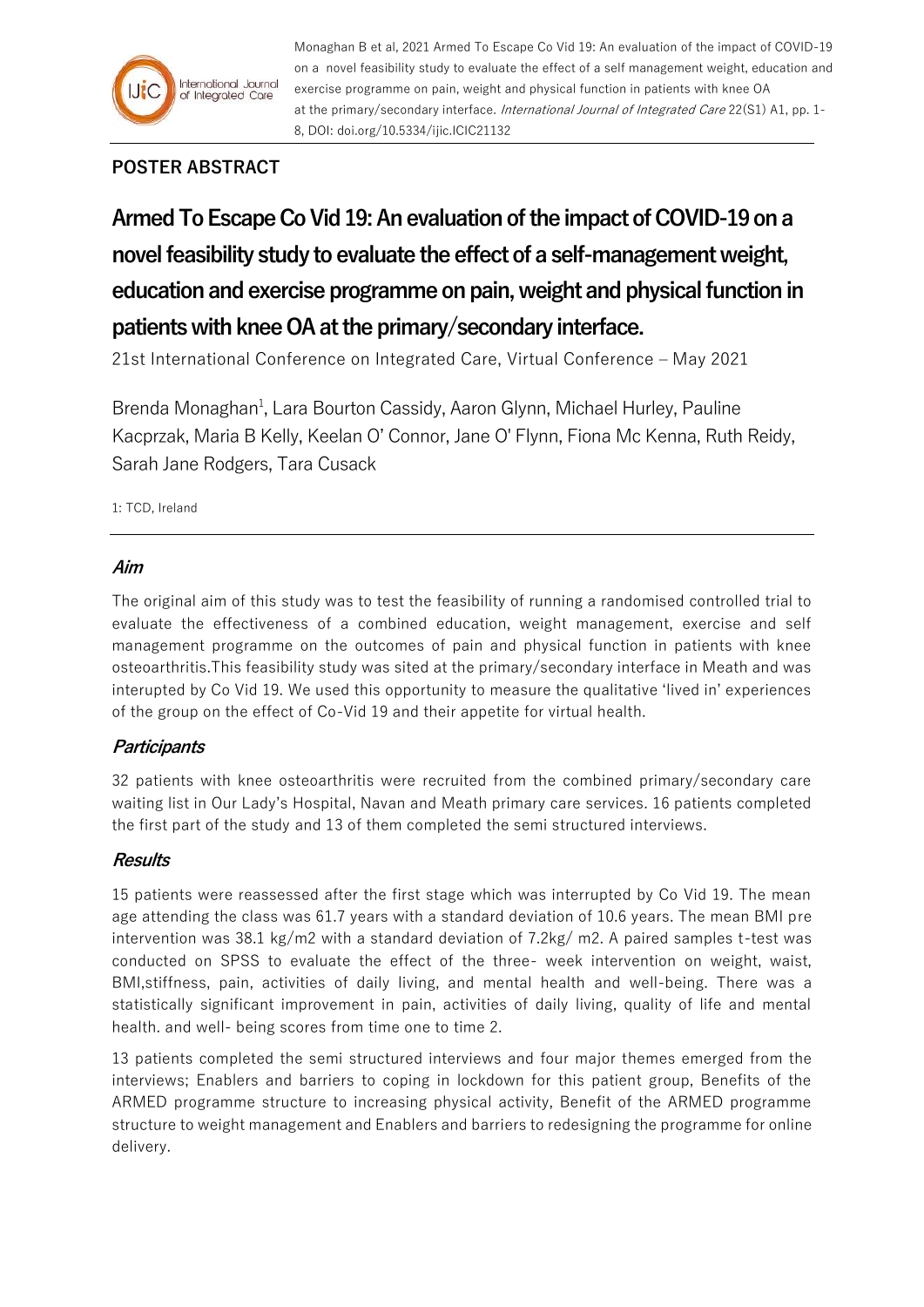**POSTER ABSTRACT**

# Armed To Escape Co Vid 19: An evaluation of the impact of COVID-19 on a novel feasibility study to evaluate the effect of a self-management weight, education and exercise programme on pain, weight and physical function in patients with knee OA at the primary/secondary interface.

21st International Conference on Integrated Care, Virtual Conference – May 2021

Brenda Monaghan[1], Lara Bourton Cassidy, Aaron Glynn, Michael Hurley, Pauline Kacprzak, Maria B Kelly, Keelan O' Connor, Jane O' Flynn, Fiona Mc Kenna, Ruth Reidy, Sarah Jane Rodgers, Tara Cusack

1: TCD, Ireland

## *Aim*

The original aim of this study was to test the feasibility of running a randomised controlled trial to evaluate the effectiveness of a combined education, weight management, exercise and self management programme on the outcomes of pain and physical function in patients with knee osteoarthritis.This feasibility study was sited at the primary/secondary interface in Meath and was interupted by Co Vid 19. We used this opportunity to measure the qualitative 'lived in' experiences of the group on the effect of Co-Vid 19 and their appetite for virtual health.

## *Participants*

32 patients with knee osteoarthritis were recruited from the combined primary/secondary care waiting list in Our Lady's Hospital, Navan and Meath primary care services. 16 patients completed the first part of the study and 13 of them completed the semi structured interviews.

## *Results*

15 patients were reassessed after the first stage which was interrupted by Co Vid 19. The mean age attending the class was 61.7 years with a standard deviation of 10.6 years. The mean BMI pre intervention was 38.1 kg/m2 with a standard deviation of 7.2kg/ m2. A paired samples t-test was conducted on SPSS to evaluate the effect of the three- week intervention on weight, waist, BMI,stiffness, pain, activities of daily living, and mental health and well-being. There was a statistically significant improvement in pain, activities of daily living, quality of life and mental health. and well- being scores from time one to time 2.

13 patients completed the semi structured interviews and four major themes emerged from the interviews; Enablers and barriers to coping in lockdown for this patient group, Benefits of the ARMED programme structure to increasing physical activity, Benefit of the ARMED programme structure to weight management and Enablers and barriers to redesigning the programme for online delivery.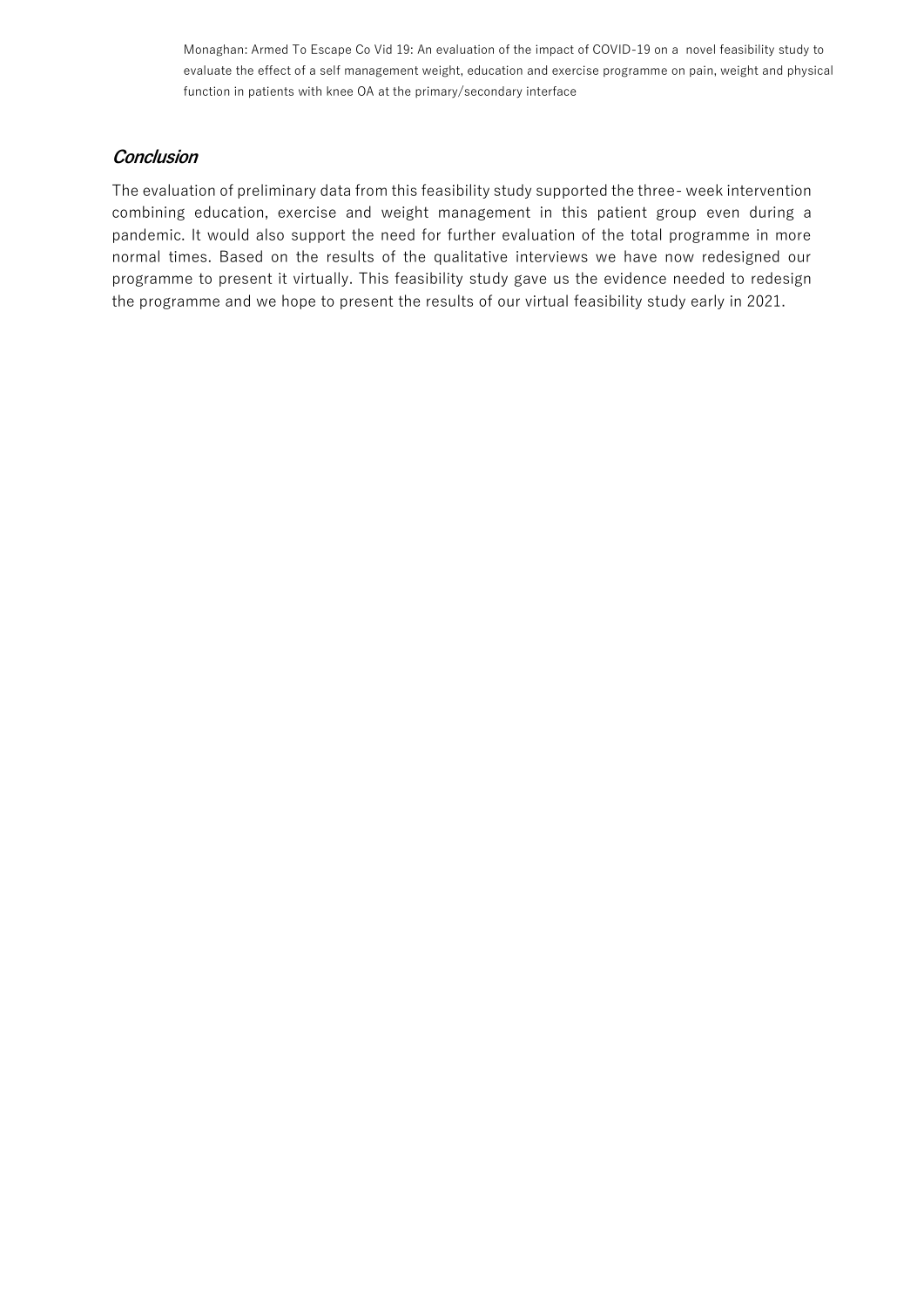## *Conclusion*

The evaluation of preliminary data from this feasibility study supported the three- week intervention combining education, exercise and weight management in this patient group even during a pandemic. It would also support the need for further evaluation of the total programme in more normal times. Based on the results of the qualitative interviews we have now redesigned our programme to present it virtually. This feasibility study gave us the evidence needed to redesign the programme and we hope to present the results of our virtual feasibility study early in 2021.